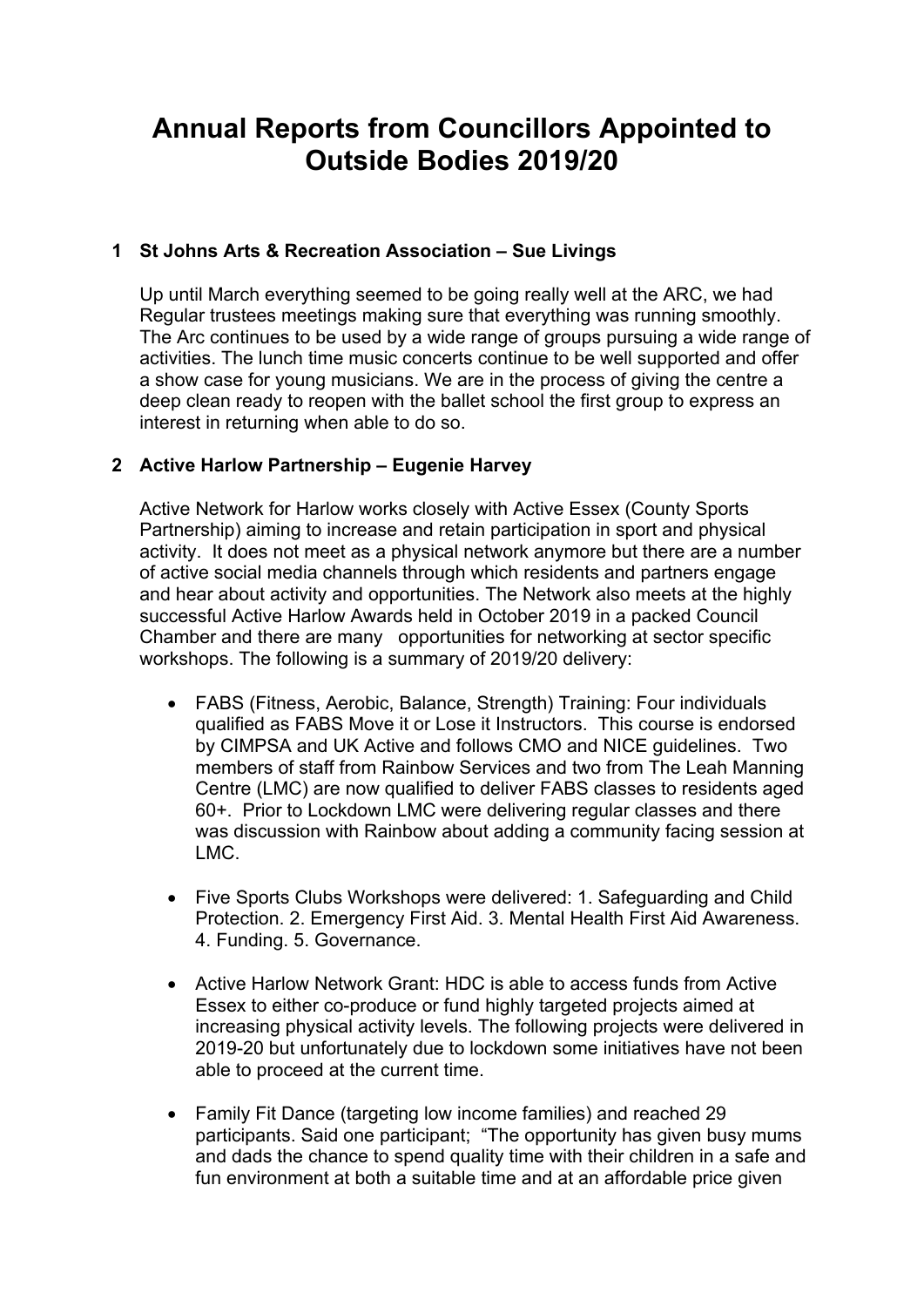# Annual Reports from Councillors Appointed to Outside Bodies 2019/20

## 1 St Johns Arts & Recreation Association – Sue Livings

Up until March everything seemed to be going really well at the ARC, we had Regular trustees meetings making sure that everything was running smoothly. The Arc continues to be used by a wide range of groups pursuing a wide range of activities. The lunch time music concerts continue to be well supported and offer a show case for young musicians. We are in the process of giving the centre a deep clean ready to reopen with the ballet school the first group to express an interest in returning when able to do so.

## 2 Active Harlow Partnership – Eugenie Harvey

Active Network for Harlow works closely with Active Essex (County Sports Partnership) aiming to increase and retain participation in sport and physical activity. It does not meet as a physical network anymore but there are a number of active social media channels through which residents and partners engage and hear about activity and opportunities. The Network also meets at the highly successful Active Harlow Awards held in October 2019 in a packed Council Chamber and there are many opportunities for networking at sector specific workshops. The following is a summary of 2019/20 delivery:

- FABS (Fitness, Aerobic, Balance, Strength) Training: Four individuals qualified as FABS Move it or Lose it Instructors. This course is endorsed by CIMPSA and UK Active and follows CMO and NICE guidelines. Two members of staff from Rainbow Services and two from The Leah Manning Centre (LMC) are now qualified to deliver FABS classes to residents aged 60+. Prior to Lockdown LMC were delivering regular classes and there was discussion with Rainbow about adding a community facing session at LMC.

- Five Sports Clubs Workshops were delivered: 1. Safeguarding and Child Protection. 2. Emergency First Aid. 3. Mental Health First Aid Awareness. 4. Funding. 5. Governance.

- Active Harlow Network Grant: HDC is able to access funds from Active Essex to either co-produce or fund highly targeted projects aimed at increasing physical activity levels. The following projects were delivered in 2019-20 but unfortunately due to lockdown some initiatives have not been able to proceed at the current time.

- Family Fit Dance (targeting low income families) and reached 29 participants. Said one participant; "The opportunity has given busy mums and dads the chance to spend quality time with their children in a safe and fun environment at both a suitable time and at an affordable price given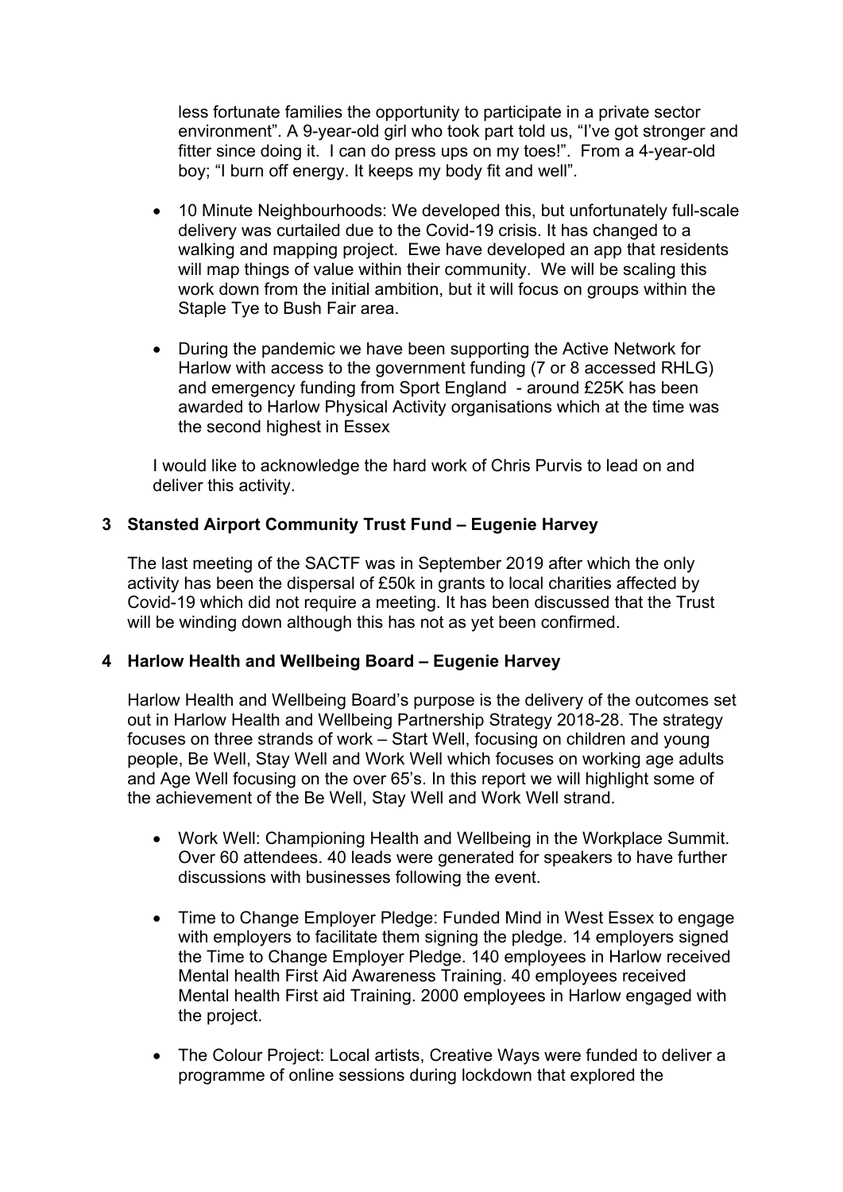less fortunate families the opportunity to participate in a private sector environment". A 9-year-old girl who took part told us, "I've got stronger and fitter since doing it. I can do press ups on my toes!". From a 4-year-old boy; "I burn off energy. It keeps my body fit and well".

- 10 Minute Neighbourhoods: We developed this, but unfortunately full-scale delivery was curtailed due to the Covid-19 crisis. It has changed to a walking and mapping project. Ewe have developed an app that residents will map things of value within their community. We will be scaling this work down from the initial ambition, but it will focus on groups within the Staple Tye to Bush Fair area.

- During the pandemic we have been supporting the Active Network for Harlow with access to the government funding (7 or 8 accessed RHLG) and emergency funding from Sport England - around £25K has been awarded to Harlow Physical Activity organisations which at the time was the second highest in Essex

I would like to acknowledge the hard work of Chris Purvis to lead on and deliver this activity.

## 3 Stansted Airport Community Trust Fund – Eugenie Harvey

The last meeting of the SACTF was in September 2019 after which the only activity has been the dispersal of £50k in grants to local charities affected by Covid-19 which did not require a meeting. It has been discussed that the Trust will be winding down although this has not as yet been confirmed.

## 4 Harlow Health and Wellbeing Board – Eugenie Harvey

Harlow Health and Wellbeing Board's purpose is the delivery of the outcomes set out in Harlow Health and Wellbeing Partnership Strategy 2018-28. The strategy focuses on three strands of work – Start Well, focusing on children and young people, Be Well, Stay Well and Work Well which focuses on working age adults and Age Well focusing on the over 65's. In this report we will highlight some of the achievement of the Be Well, Stay Well and Work Well strand.

- Work Well: Championing Health and Wellbeing in the Workplace Summit. Over 60 attendees. 40 leads were generated for speakers to have further discussions with businesses following the event.

- Time to Change Employer Pledge: Funded Mind in West Essex to engage with employers to facilitate them signing the pledge. 14 employers signed the Time to Change Employer Pledge. 140 employees in Harlow received Mental health First Aid Awareness Training. 40 employees received Mental health First aid Training. 2000 employees in Harlow engaged with the project.

- The Colour Project: Local artists, Creative Ways were funded to deliver a programme of online sessions during lockdown that explored the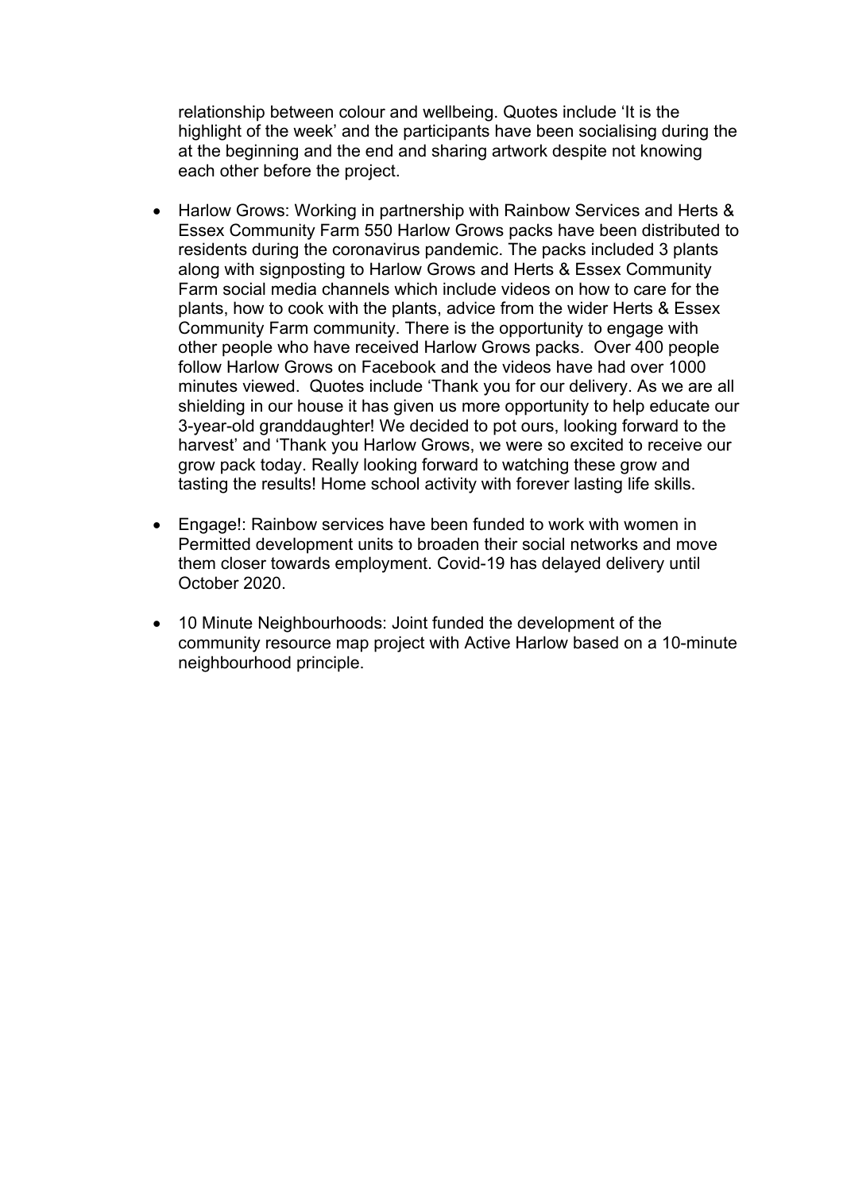relationship between colour and wellbeing. Quotes include 'It is the highlight of the week' and the participants have been socialising during the at the beginning and the end and sharing artwork despite not knowing each other before the project.

- Harlow Grows: Working in partnership with Rainbow Services and Herts & Essex Community Farm 550 Harlow Grows packs have been distributed to residents during the coronavirus pandemic. The packs included 3 plants along with signposting to Harlow Grows and Herts & Essex Community Farm social media channels which include videos on how to care for the plants, how to cook with the plants, advice from the wider Herts & Essex Community Farm community. There is the opportunity to engage with other people who have received Harlow Grows packs. Over 400 people follow Harlow Grows on Facebook and the videos have had over 1000 minutes viewed. Quotes include 'Thank you for our delivery. As we are all shielding in our house it has given us more opportunity to help educate our 3-year-old granddaughter! We decided to pot ours, looking forward to the harvest' and 'Thank you Harlow Grows, we were so excited to receive our grow pack today. Really looking forward to watching these grow and tasting the results! Home school activity with forever lasting life skills.

- Engage!: Rainbow services have been funded to work with women in Permitted development units to broaden their social networks and move them closer towards employment. Covid-19 has delayed delivery until October 2020.

- 10 Minute Neighbourhoods: Joint funded the development of the community resource map project with Active Harlow based on a 10-minute neighbourhood principle.